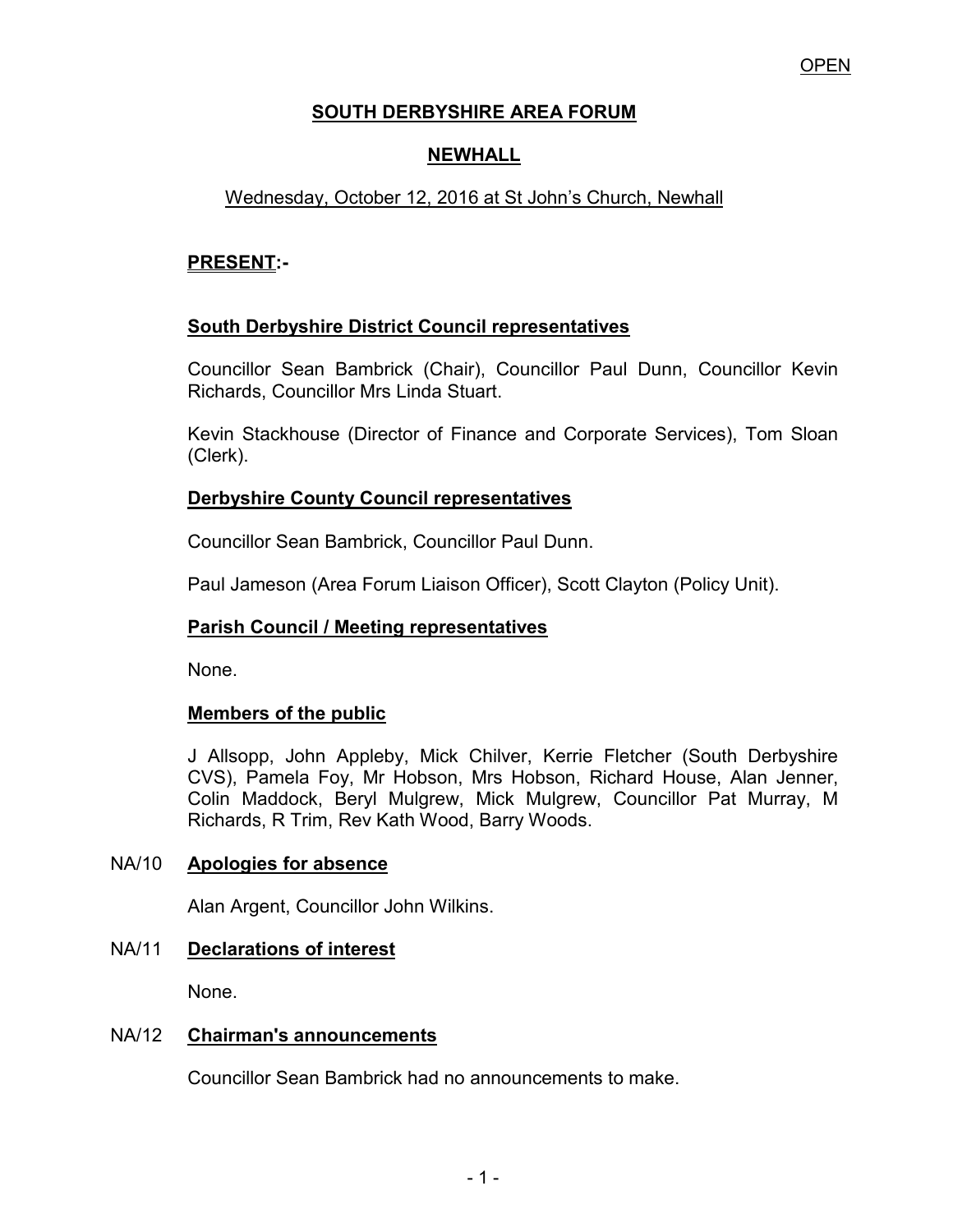OPEN

# SOUTH DERBYSHIRE AREA FORUM

## NEWHALL

Wednesday, October 12, 2016 at St John's Church, Newhall

**PRESENT:-**

**South Derbyshire District Council representatives**

Councillor Sean Bambrick (Chair), Councillor Paul Dunn, Councillor Kevin Richards, Councillor Mrs Linda Stuart.

Kevin Stackhouse (Director of Finance and Corporate Services), Tom Sloan (Clerk).

**Derbyshire County Council representatives**

Councillor Sean Bambrick, Councillor Paul Dunn.

Paul Jameson (Area Forum Liaison Officer), Scott Clayton (Policy Unit).

**Parish Council / Meeting representatives**

None.

**Members of the public**

J Allsopp, John Appleby, Mick Chilver, Kerrie Fletcher (South Derbyshire CVS), Pamela Foy, Mr Hobson, Mrs Hobson, Richard House, Alan Jenner, Colin Maddock, Beryl Mulgrew, Mick Mulgrew, Councillor Pat Murray, M Richards, R Trim, Rev Kath Wood, Barry Woods.

NA/10 **Apologies for absence**

Alan Argent, Councillor John Wilkins.

NA/11 **Declarations of interest**

None.

NA/12 **Chairman's announcements**

Councillor Sean Bambrick had no announcements to make.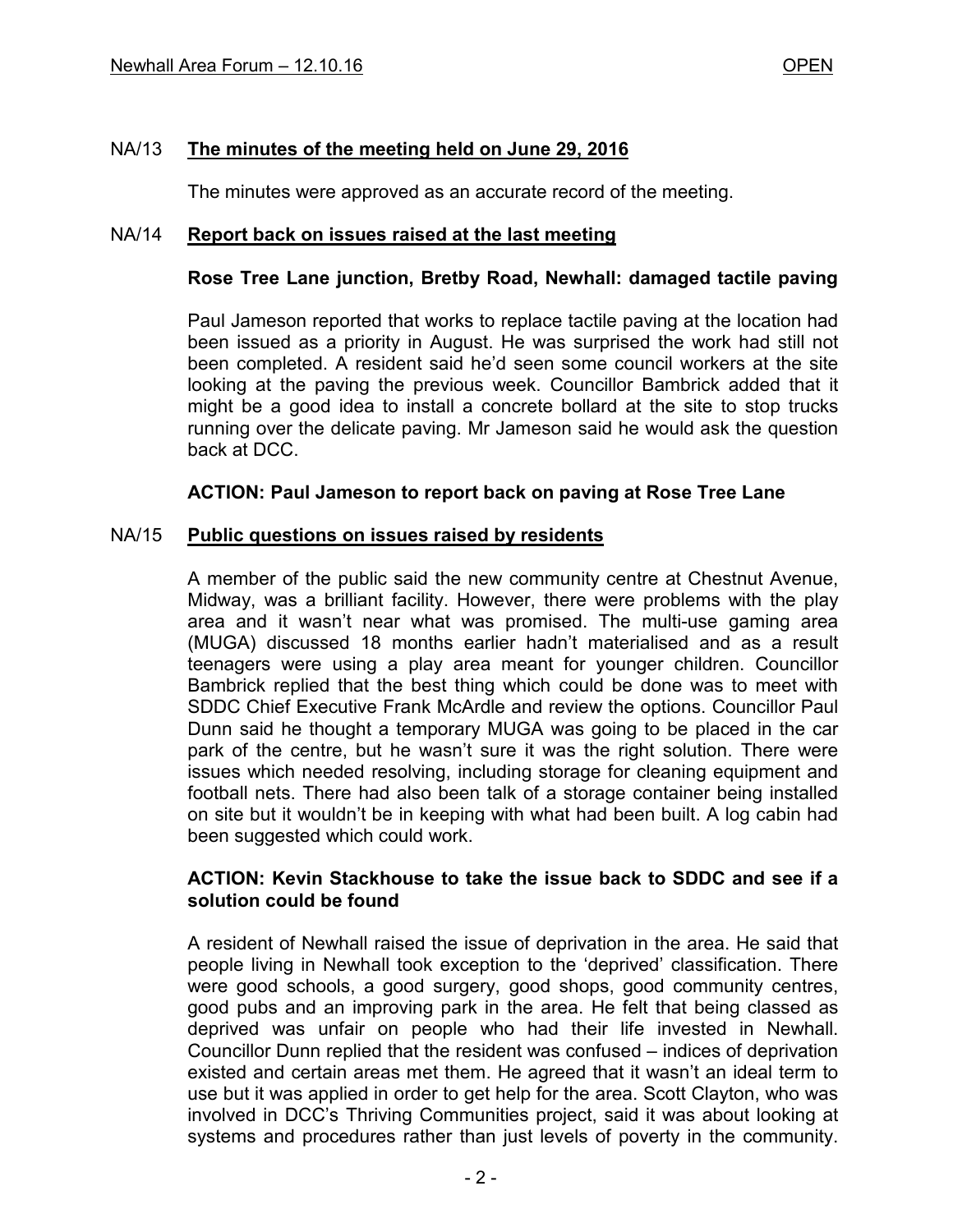## NA/13 The minutes of the meeting held on June 29, 2016

The minutes were approved as an accurate record of the meeting.

## NA/14 Report back on issues raised at the last meeting

**Rose Tree Lane junction, Bretby Road, Newhall: damaged tactile paving**

Paul Jameson reported that works to replace tactile paving at the location had been issued as a priority in August. He was surprised the work had still not been completed. A resident said he'd seen some council workers at the site looking at the paving the previous week. Councillor Bambrick added that it might be a good idea to install a concrete bollard at the site to stop trucks running over the delicate paving. Mr Jameson said he would ask the question back at DCC.

**ACTION: Paul Jameson to report back on paving at Rose Tree Lane**

## NA/15 Public questions on issues raised by residents

A member of the public said the new community centre at Chestnut Avenue, Midway, was a brilliant facility. However, there were problems with the play area and it wasn't near what was promised. The multi-use gaming area (MUGA) discussed 18 months earlier hadn't materialised and as a result teenagers were using a play area meant for younger children. Councillor Bambrick replied that the best thing which could be done was to meet with SDDC Chief Executive Frank McArdle and review the options. Councillor Paul Dunn said he thought a temporary MUGA was going to be placed in the car park of the centre, but he wasn't sure it was the right solution. There were issues which needed resolving, including storage for cleaning equipment and football nets. There had also been talk of a storage container being installed on site but it wouldn't be in keeping with what had been built. A log cabin had been suggested which could work.

**ACTION: Kevin Stackhouse to take the issue back to SDDC and see if a solution could be found**

A resident of Newhall raised the issue of deprivation in the area. He said that people living in Newhall took exception to the 'deprived' classification. There were good schools, a good surgery, good shops, good community centres, good pubs and an improving park in the area. He felt that being classed as deprived was unfair on people who had their life invested in Newhall. Councillor Dunn replied that the resident was confused – indices of deprivation existed and certain areas met them. He agreed that it wasn't an ideal term to use but it was applied in order to get help for the area. Scott Clayton, who was involved in DCC's Thriving Communities project, said it was about looking at systems and procedures rather than just levels of poverty in the community.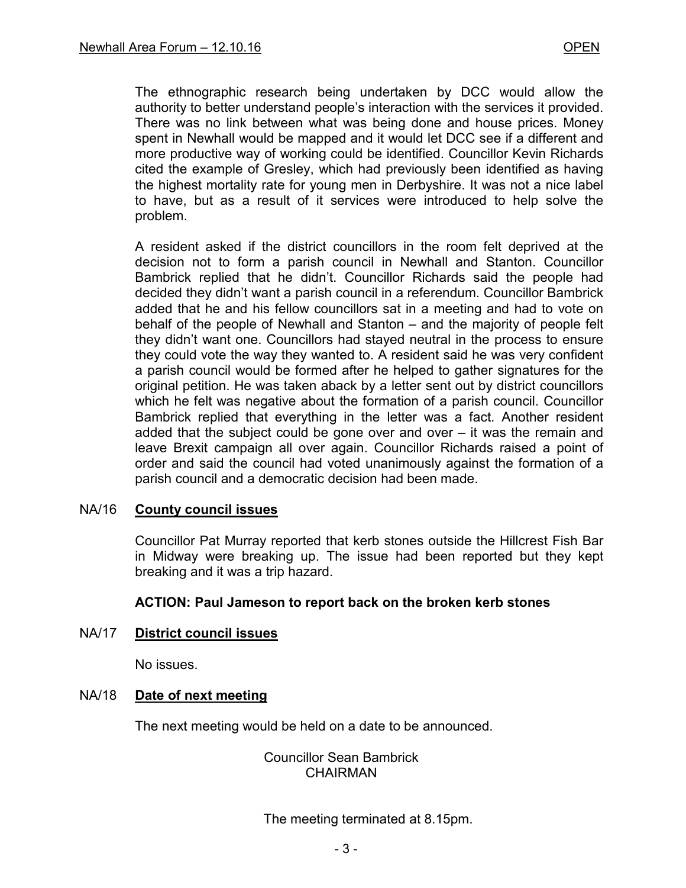The ethnographic research being undertaken by DCC would allow the authority to better understand people's interaction with the services it provided. There was no link between what was being done and house prices. Money spent in Newhall would be mapped and it would let DCC see if a different and more productive way of working could be identified. Councillor Kevin Richards cited the example of Gresley, which had previously been identified as having the highest mortality rate for young men in Derbyshire. It was not a nice label to have, but as a result of it services were introduced to help solve the problem.

A resident asked if the district councillors in the room felt deprived at the decision not to form a parish council in Newhall and Stanton. Councillor Bambrick replied that he didn't. Councillor Richards said the people had decided they didn't want a parish council in a referendum. Councillor Bambrick added that he and his fellow councillors sat in a meeting and had to vote on behalf of the people of Newhall and Stanton – and the majority of people felt they didn't want one. Councillors had stayed neutral in the process to ensure they could vote the way they wanted to. A resident said he was very confident a parish council would be formed after he helped to gather signatures for the original petition. He was taken aback by a letter sent out by district councillors which he felt was negative about the formation of a parish council. Councillor Bambrick replied that everything in the letter was a fact. Another resident added that the subject could be gone over and over – it was the remain and leave Brexit campaign all over again. Councillor Richards raised a point of order and said the council had voted unanimously against the formation of a parish council and a democratic decision had been made.

## NA/16 County council issues

Councillor Pat Murray reported that kerb stones outside the Hillcrest Fish Bar in Midway were breaking up. The issue had been reported but they kept breaking and it was a trip hazard.

**ACTION: Paul Jameson to report back on the broken kerb stones**

## NA/17 District council issues

No issues.

## NA/18 Date of next meeting

The next meeting would be held on a date to be announced.

Councillor Sean Bambrick
CHAIRMAN

The meeting terminated at 8.15pm.